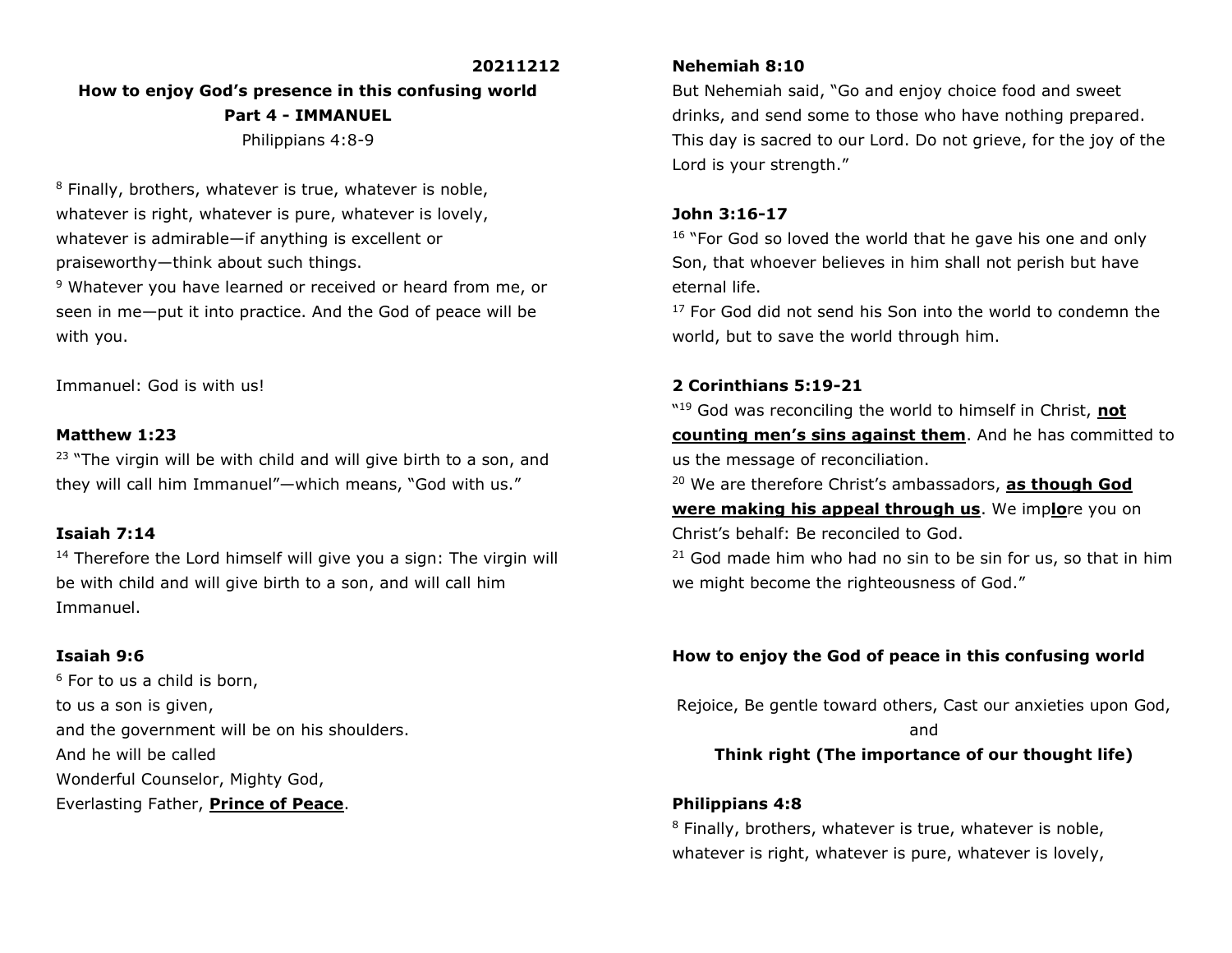**20211212**

## How to enjoy God's presence in this confusing world
## Part 4 - IMMANUEL

Philippians 4:8-9

[8] Finally, brothers, whatever is true, whatever is noble, whatever is right, whatever is pure, whatever is lovely, whatever is admirable—if anything is excellent or praiseworthy—think about such things.
[9] Whatever you have learned or received or heard from me, or seen in me—put it into practice. And the God of peace will be with you.

Immanuel: God is with us!

**Matthew 1:23**
[23] "The virgin will be with child and will give birth to a son, and they will call him Immanuel"—which means, "God with us."

**Isaiah 7:14**
[14] Therefore the Lord himself will give you a sign: The virgin will be with child and will give birth to a son, and will call him Immanuel.

**Isaiah 9:6**
[6] For to us a child is born,
to us a son is given,
and the government will be on his shoulders.
And he will be called
Wonderful Counselor, Mighty God,
Everlasting Father, **Prince of Peace**.

**Nehemiah 8:10**
But Nehemiah said, "Go and enjoy choice food and sweet drinks, and send some to those who have nothing prepared. This day is sacred to our Lord. Do not grieve, for the joy of the Lord is your strength."

**John 3:16-17**
[16] "For God so loved the world that he gave his one and only Son, that whoever believes in him shall not perish but have eternal life.
[17] For God did not send his Son into the world to condemn the world, but to save the world through him.

**2 Corinthians 5:19-21**
"[19] God was reconciling the world to himself in Christ, **not counting men's sins against them**. And he has committed to us the message of reconciliation.
[20] We are therefore Christ's ambassadors, **as though God were making his appeal through us**. We imp**lo**re you on Christ's behalf: Be reconciled to God.
[21] God made him who had no sin to be sin for us, so that in him we might become the righteousness of God."

**How to enjoy the God of peace in this confusing world**

Rejoice, Be gentle toward others, Cast our anxieties upon God, and

**Think right (The importance of our thought life)**

**Philippians 4:8**
[8] Finally, brothers, whatever is true, whatever is noble, whatever is right, whatever is pure, whatever is lovely,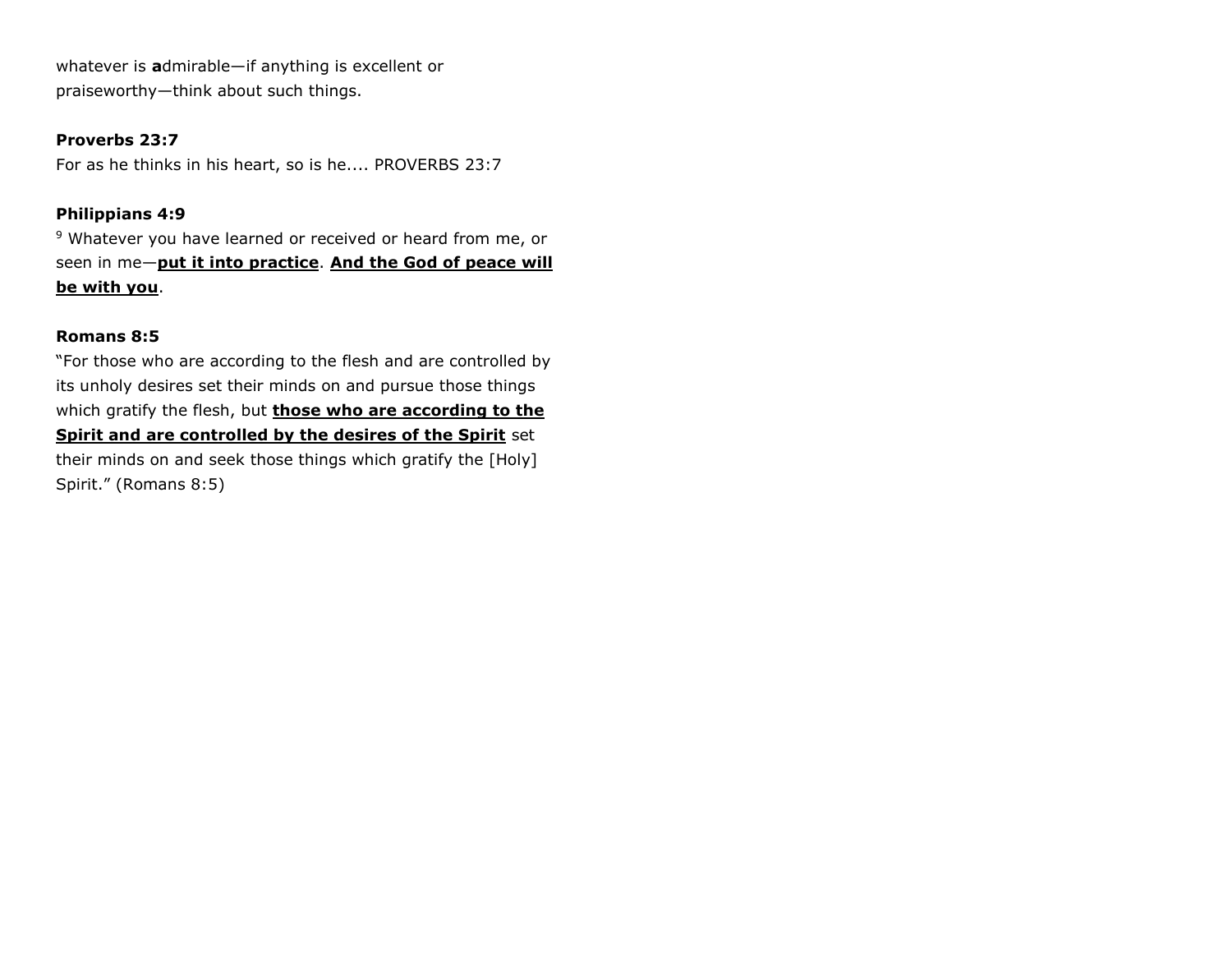whatever is **a**dmirable—if anything is excellent or praiseworthy—think about such things.

**Proverbs 23:7**
For as he thinks in his heart, so is he.... PROVERBS 23:7

**Philippians 4:9**
[9] Whatever you have learned or received or heard from me, or seen in me—**put it into practice**. **And the God of peace will be with you**.

**Romans 8:5**
"For those who are according to the flesh and are controlled by its unholy desires set their minds on and pursue those things which gratify the flesh, but **those who are according to the Spirit and are controlled by the desires of the Spirit** set their minds on and seek those things which gratify the [Holy] Spirit." (Romans 8:5)